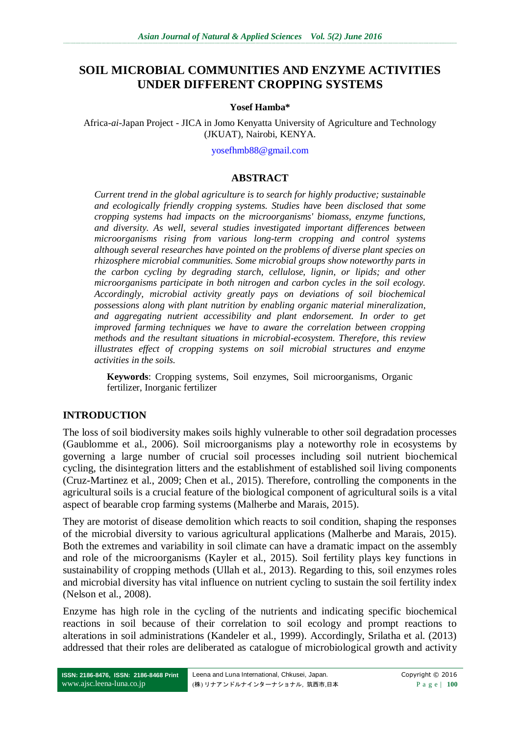# SOIL MICROBIAL COMMUNITIES AND ENZYME ACTIVITIES UNDER DIFFERENT CROPPING SYSTEMS

**Yosef Hamba***

Africa-*ai*-Japan Project - JICA in Jomo Kenyatta University of Agriculture and Technology (JKUAT), Nairobi, KENYA.

yosefhmb88@gmail.com

## ABSTRACT

*Current trend in the global agriculture is to search for highly productive; sustainable and ecologically friendly cropping systems. Studies have been disclosed that some cropping systems had impacts on the microorganisms' biomass, enzyme functions, and diversity. As well, several studies investigated important differences between microorganisms rising from various long-term cropping and control systems although several researches have pointed on the problems of diverse plant species on rhizosphere microbial communities. Some microbial groups show noteworthy parts in the carbon cycling by degrading starch, cellulose, lignin, or lipids; and other microorganisms participate in both nitrogen and carbon cycles in the soil ecology. Accordingly, microbial activity greatly pays on deviations of soil biochemical possessions along with plant nutrition by enabling organic material mineralization, and aggregating nutrient accessibility and plant endorsement. In order to get improved farming techniques we have to aware the correlation between cropping methods and the resultant situations in microbial-ecosystem. Therefore, this review illustrates effect of cropping systems on soil microbial structures and enzyme activities in the soils.*

**Keywords**: Cropping systems, Soil enzymes, Soil microorganisms, Organic fertilizer, Inorganic fertilizer

## INTRODUCTION

The loss of soil biodiversity makes soils highly vulnerable to other soil degradation processes (Gaublomme et al., 2006). Soil microorganisms play a noteworthy role in ecosystems by governing a large number of crucial soil processes including soil nutrient biochemical cycling, the disintegration litters and the establishment of established soil living components (Cruz-Martinez et al., 2009; Chen et al., 2015). Therefore, controlling the components in the agricultural soils is a crucial feature of the biological component of agricultural soils is a vital aspect of bearable crop farming systems (Malherbe and Marais, 2015).

They are motorist of disease demolition which reacts to soil condition, shaping the responses of the microbial diversity to various agricultural applications (Malherbe and Marais, 2015). Both the extremes and variability in soil climate can have a dramatic impact on the assembly and role of the microorganisms (Kayler et al., 2015). Soil fertility plays key functions in sustainability of cropping methods (Ullah et al., 2013). Regarding to this, soil enzymes roles and microbial diversity has vital influence on nutrient cycling to sustain the soil fertility index (Nelson et al., 2008).

Enzyme has high role in the cycling of the nutrients and indicating specific biochemical reactions in soil because of their correlation to soil ecology and prompt reactions to alterations in soil administrations (Kandeler et al., 1999). Accordingly, Srilatha et al. (2013) addressed that their roles are deliberated as catalogue of microbiological growth and activity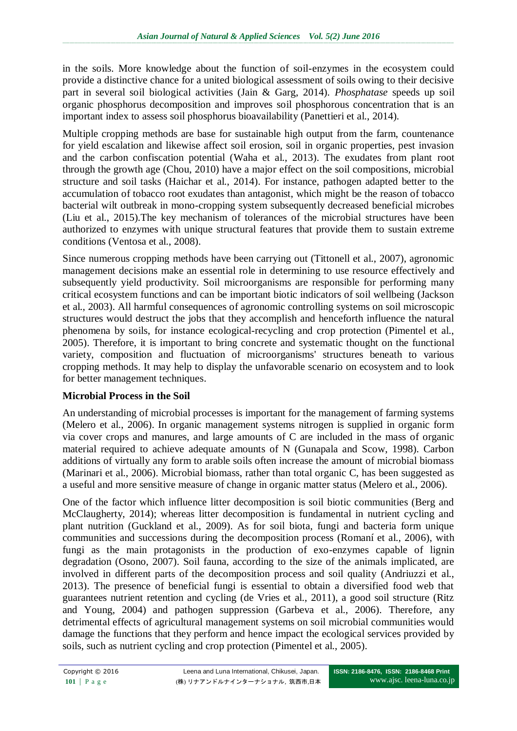in the soils. More knowledge about the function of soil-enzymes in the ecosystem could provide a distinctive chance for a united biological assessment of soils owing to their decisive part in several soil biological activities (Jain & Garg, 2014). *Phosphatase* speeds up soil organic phosphorus decomposition and improves soil phosphorous concentration that is an important index to assess soil phosphorus bioavailability (Panettieri et al., 2014).

Multiple cropping methods are base for sustainable high output from the farm, countenance for yield escalation and likewise affect soil erosion, soil in organic properties, pest invasion and the carbon confiscation potential (Waha et al., 2013). The exudates from plant root through the growth age (Chou, 2010) have a major effect on the soil compositions, microbial structure and soil tasks (Haichar et al., 2014). For instance, pathogen adapted better to the accumulation of tobacco root exudates than antagonist, which might be the reason of tobacco bacterial wilt outbreak in mono-cropping system subsequently decreased beneficial microbes (Liu et al., 2015).The key mechanism of tolerances of the microbial structures have been authorized to enzymes with unique structural features that provide them to sustain extreme conditions (Ventosa et al., 2008).

Since numerous cropping methods have been carrying out (Tittonell et al., 2007), agronomic management decisions make an essential role in determining to use resource effectively and subsequently yield productivity. Soil microorganisms are responsible for performing many critical ecosystem functions and can be important biotic indicators of soil wellbeing (Jackson et al., 2003). All harmful consequences of agronomic controlling systems on soil microscopic structures would destruct the jobs that they accomplish and henceforth influence the natural phenomena by soils, for instance ecological-recycling and crop protection (Pimentel et al., 2005). Therefore, it is important to bring concrete and systematic thought on the functional variety, composition and fluctuation of microorganisms' structures beneath to various cropping methods. It may help to display the unfavorable scenario on ecosystem and to look for better management techniques.

**Microbial Process in the Soil**

An understanding of microbial processes is important for the management of farming systems (Melero et al., 2006). In organic management systems nitrogen is supplied in organic form via cover crops and manures, and large amounts of C are included in the mass of organic material required to achieve adequate amounts of N (Gunapala and Scow, 1998). Carbon additions of virtually any form to arable soils often increase the amount of microbial biomass (Marinari et al., 2006). Microbial biomass, rather than total organic C, has been suggested as a useful and more sensitive measure of change in organic matter status (Melero et al., 2006).

One of the factor which influence litter decomposition is soil biotic communities (Berg and McClaugherty, 2014); whereas litter decomposition is fundamental in nutrient cycling and plant nutrition (Guckland et al., 2009). As for soil biota, fungi and bacteria form unique communities and successions during the decomposition process (Romaní et al., 2006), with fungi as the main protagonists in the production of exo-enzymes capable of lignin degradation (Osono, 2007). Soil fauna, according to the size of the animals implicated, are involved in different parts of the decomposition process and soil quality (Andriuzzi et al., 2013). The presence of beneficial fungi is essential to obtain a diversified food web that guarantees nutrient retention and cycling (de Vries et al., 2011), a good soil structure (Ritz and Young, 2004) and pathogen suppression (Garbeva et al., 2006). Therefore, any detrimental effects of agricultural management systems on soil microbial communities would damage the functions that they perform and hence impact the ecological services provided by soils, such as nutrient cycling and crop protection (Pimentel et al., 2005).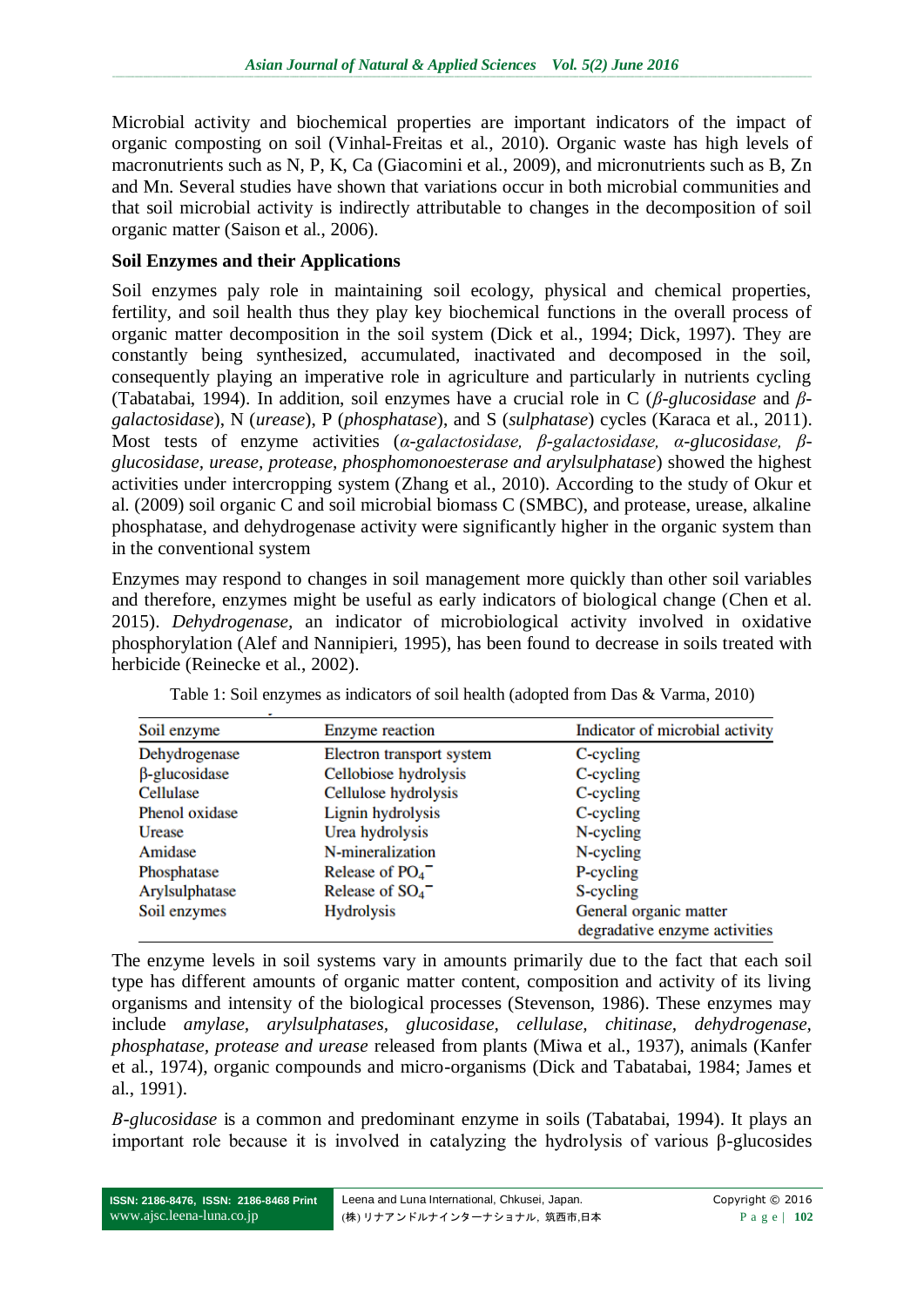Microbial activity and biochemical properties are important indicators of the impact of organic composting on soil (Vinhal-Freitas et al., 2010). Organic waste has high levels of macronutrients such as N, P, K, Ca (Giacomini et al., 2009), and micronutrients such as B, Zn and Mn. Several studies have shown that variations occur in both microbial communities and that soil microbial activity is indirectly attributable to changes in the decomposition of soil organic matter (Saison et al., 2006).

## Soil Enzymes and their Applications

Soil enzymes paly role in maintaining soil ecology, physical and chemical properties, fertility, and soil health thus they play key biochemical functions in the overall process of organic matter decomposition in the soil system (Dick et al., 1994; Dick, 1997). They are constantly being synthesized, accumulated, inactivated and decomposed in the soil, consequently playing an imperative role in agriculture and particularly in nutrients cycling (Tabatabai, 1994). In addition, soil enzymes have a crucial role in C (*β-glucosidase* and *β-galactosidase*), N (*urease*), P (*phosphatase*), and S (*sulphatase*) cycles (Karaca et al., 2011). Most tests of enzyme activities (*α-galactosidase, β-galactosidase, α-glucosidase, β-glucosidase, urease, protease, phosphomonoesterase and arylsulphatase*) showed the highest activities under intercropping system (Zhang et al., 2010). According to the study of Okur et al. (2009) soil organic C and soil microbial biomass C (SMBC), and protease, urease, alkaline phosphatase, and dehydrogenase activity were significantly higher in the organic system than in the conventional system

Enzymes may respond to changes in soil management more quickly than other soil variables and therefore, enzymes might be useful as early indicators of biological change (Chen et al. 2015). *Dehydrogenase,* an indicator of microbiological activity involved in oxidative phosphorylation (Alef and Nannipieri, 1995), has been found to decrease in soils treated with herbicide (Reinecke et al., 2002).

Table 1: Soil enzymes as indicators of soil health (adopted from Das & Varma, 2010)

| Soil enzyme | Enzyme reaction | Indicator of microbial activity |
|---|---|---|
| Dehydrogenase | Electron transport system | C-cycling |
| β-glucosidase | Cellobiose hydrolysis | C-cycling |
| Cellulase | Cellulose hydrolysis | C-cycling |
| Phenol oxidase | Lignin hydrolysis | C-cycling |
| Urease | Urea hydrolysis | N-cycling |
| Amidase | N-mineralization | N-cycling |
| Phosphatase | Release of $PO_4^-$ | P-cycling |
| Arylsulphatase | Release of $SO_4^-$ | S-cycling |
| Soil enzymes | Hydrolysis | General organic matter degradative enzyme activities |

The enzyme levels in soil systems vary in amounts primarily due to the fact that each soil type has different amounts of organic matter content, composition and activity of its living organisms and intensity of the biological processes (Stevenson, 1986). These enzymes may include *amylase, arylsulphatases, glucosidase, cellulase, chitinase, dehydrogenase, phosphatase, protease and urease* released from plants (Miwa et al., 1937), animals (Kanfer et al., 1974), organic compounds and micro-organisms (Dick and Tabatabai, 1984; James et al., 1991).

*B-glucosidase* is a common and predominant enzyme in soils (Tabatabai, 1994). It plays an important role because it is involved in catalyzing the hydrolysis of various β-glucosides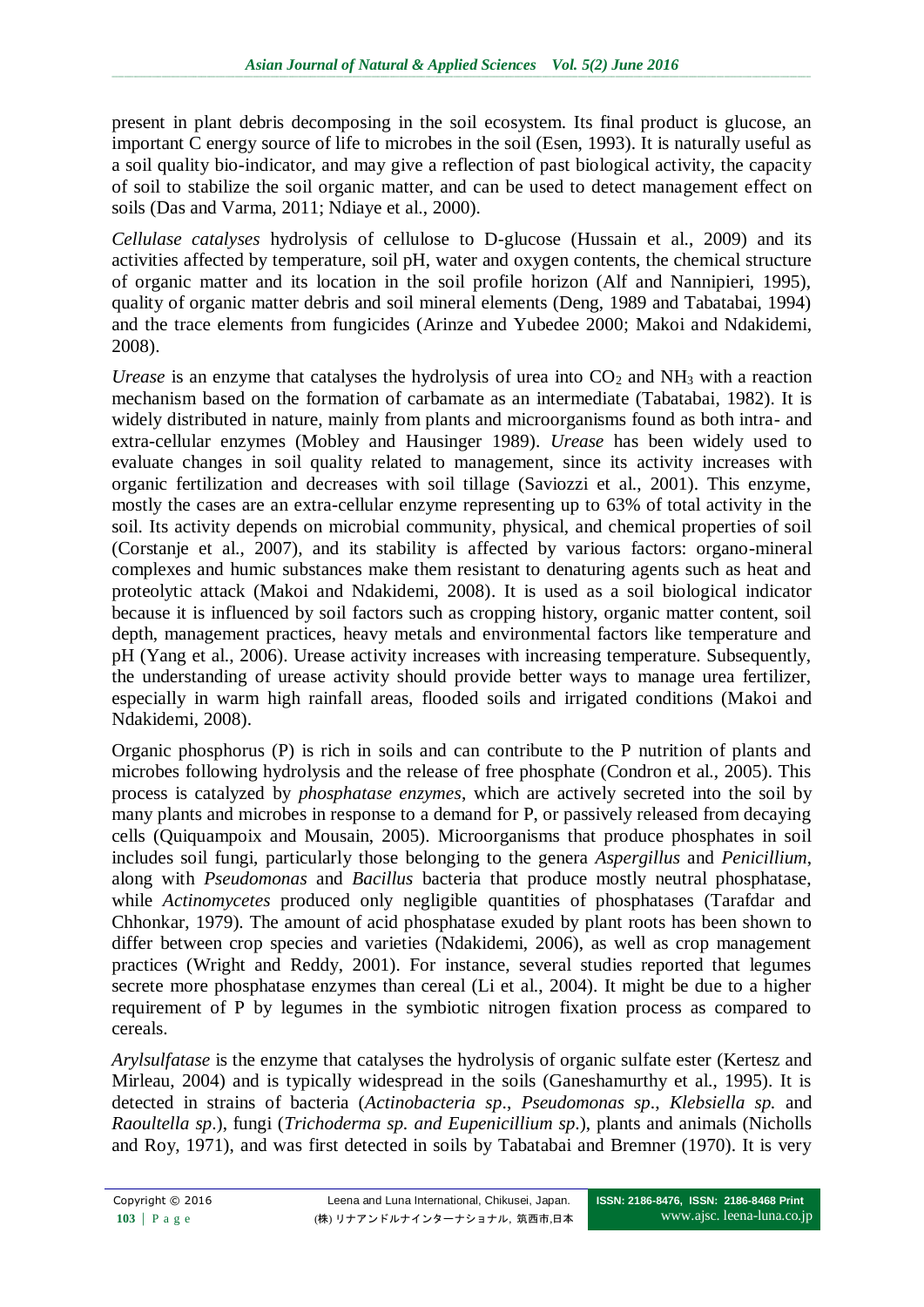present in plant debris decomposing in the soil ecosystem. Its final product is glucose, an important C energy source of life to microbes in the soil (Esen, 1993). It is naturally useful as a soil quality bio-indicator, and may give a reflection of past biological activity, the capacity of soil to stabilize the soil organic matter, and can be used to detect management effect on soils (Das and Varma, 2011; Ndiaye et al., 2000).

*Cellulase catalyses* hydrolysis of cellulose to D-glucose (Hussain et al., 2009) and its activities affected by temperature, soil pH, water and oxygen contents, the chemical structure of organic matter and its location in the soil profile horizon (Alf and Nannipieri, 1995), quality of organic matter debris and soil mineral elements (Deng, 1989 and Tabatabai, 1994) and the trace elements from fungicides (Arinze and Yubedee 2000; Makoi and Ndakidemi, 2008).

*Urease* is an enzyme that catalyses the hydrolysis of urea into $CO_2$ and $NH_3$ with a reaction mechanism based on the formation of carbamate as an intermediate (Tabatabai, 1982). It is widely distributed in nature, mainly from plants and microorganisms found as both intra- and extra-cellular enzymes (Mobley and Hausinger 1989). *Urease* has been widely used to evaluate changes in soil quality related to management, since its activity increases with organic fertilization and decreases with soil tillage (Saviozzi et al., 2001). This enzyme, mostly the cases are an extra-cellular enzyme representing up to 63% of total activity in the soil. Its activity depends on microbial community, physical, and chemical properties of soil (Corstanje et al., 2007), and its stability is affected by various factors: organo-mineral complexes and humic substances make them resistant to denaturing agents such as heat and proteolytic attack (Makoi and Ndakidemi, 2008). It is used as a soil biological indicator because it is influenced by soil factors such as cropping history, organic matter content, soil depth, management practices, heavy metals and environmental factors like temperature and pH (Yang et al., 2006). Urease activity increases with increasing temperature. Subsequently, the understanding of urease activity should provide better ways to manage urea fertilizer, especially in warm high rainfall areas, flooded soils and irrigated conditions (Makoi and Ndakidemi, 2008).

Organic phosphorus (P) is rich in soils and can contribute to the P nutrition of plants and microbes following hydrolysis and the release of free phosphate (Condron et al., 2005). This process is catalyzed by *phosphatase enzymes*, which are actively secreted into the soil by many plants and microbes in response to a demand for P, or passively released from decaying cells (Quiquampoix and Mousain, 2005). Microorganisms that produce phosphates in soil includes soil fungi, particularly those belonging to the genera *Aspergillus* and *Penicillium*, along with *Pseudomonas* and *Bacillus* bacteria that produce mostly neutral phosphatase, while *Actinomycetes* produced only negligible quantities of phosphatases (Tarafdar and Chhonkar, 1979). The amount of acid phosphatase exuded by plant roots has been shown to differ between crop species and varieties (Ndakidemi, 2006), as well as crop management practices (Wright and Reddy, 2001). For instance, several studies reported that legumes secrete more phosphatase enzymes than cereal (Li et al., 2004). It might be due to a higher requirement of P by legumes in the symbiotic nitrogen fixation process as compared to cereals.

*Arylsulfatase* is the enzyme that catalyses the hydrolysis of organic sulfate ester (Kertesz and Mirleau, 2004) and is typically widespread in the soils (Ganeshamurthy et al., 1995). It is detected in strains of bacteria (*Actinobacteria sp*., *Pseudomonas sp*., *Klebsiella sp.* and *Raoultella sp*.), fungi (*Trichoderma sp. and Eupenicillium sp*.), plants and animals (Nicholls and Roy, 1971), and was first detected in soils by Tabatabai and Bremner (1970). It is very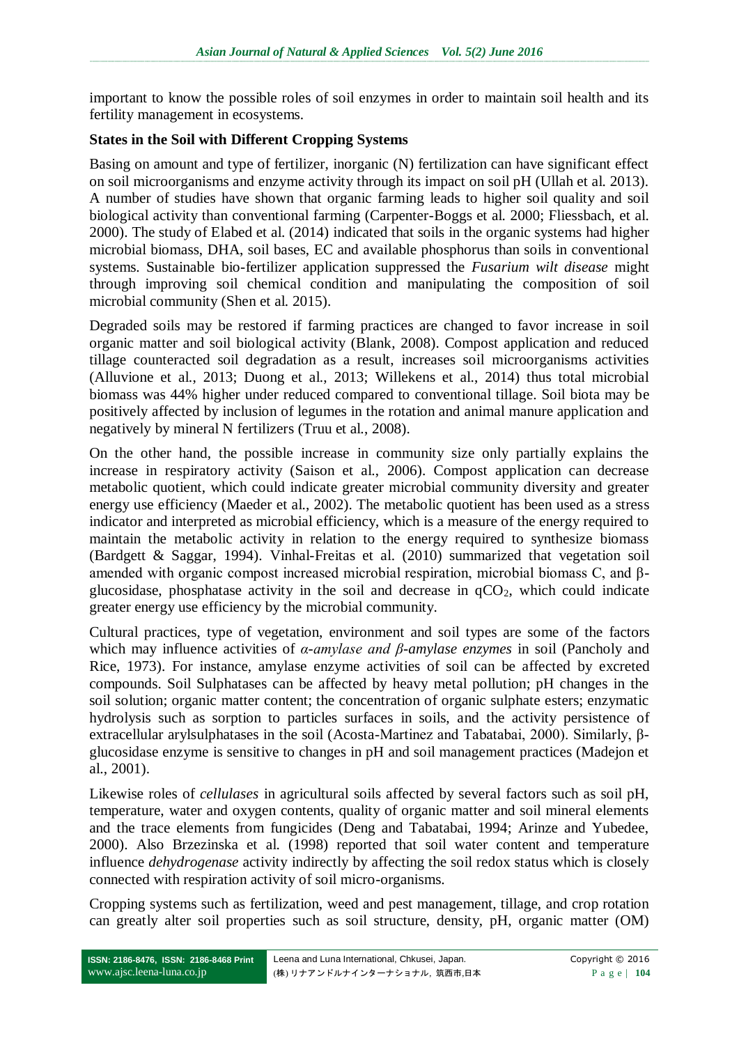important to know the possible roles of soil enzymes in order to maintain soil health and its fertility management in ecosystems.

**States in the Soil with Different Cropping Systems**

Basing on amount and type of fertilizer, inorganic (N) fertilization can have significant effect on soil microorganisms and enzyme activity through its impact on soil pH (Ullah et al. 2013). A number of studies have shown that organic farming leads to higher soil quality and soil biological activity than conventional farming (Carpenter-Boggs et al. 2000; Fliessbach, et al. 2000). The study of Elabed et al. (2014) indicated that soils in the organic systems had higher microbial biomass, DHA, soil bases, EC and available phosphorus than soils in conventional systems. Sustainable bio-fertilizer application suppressed the *Fusarium wilt disease* might through improving soil chemical condition and manipulating the composition of soil microbial community (Shen et al. 2015).

Degraded soils may be restored if farming practices are changed to favor increase in soil organic matter and soil biological activity (Blank, 2008). Compost application and reduced tillage counteracted soil degradation as a result, increases soil microorganisms activities (Alluvione et al., 2013; Duong et al., 2013; Willekens et al., 2014) thus total microbial biomass was 44% higher under reduced compared to conventional tillage. Soil biota may be positively affected by inclusion of legumes in the rotation and animal manure application and negatively by mineral N fertilizers (Truu et al., 2008).

On the other hand, the possible increase in community size only partially explains the increase in respiratory activity (Saison et al., 2006). Compost application can decrease metabolic quotient, which could indicate greater microbial community diversity and greater energy use efficiency (Maeder et al., 2002). The metabolic quotient has been used as a stress indicator and interpreted as microbial efficiency, which is a measure of the energy required to maintain the metabolic activity in relation to the energy required to synthesize biomass (Bardgett & Saggar, 1994). Vinhal-Freitas et al. (2010) summarized that vegetation soil amended with organic compost increased microbial respiration, microbial biomass C, and β-glucosidase, phosphatase activity in the soil and decrease in $qCO_2$, which could indicate greater energy use efficiency by the microbial community.

Cultural practices, type of vegetation, environment and soil types are some of the factors which may influence activities of *α-amylase and β-amylase enzymes* in soil (Pancholy and Rice, 1973). For instance, amylase enzyme activities of soil can be affected by excreted compounds. Soil Sulphatases can be affected by heavy metal pollution; pH changes in the soil solution; organic matter content; the concentration of organic sulphate esters; enzymatic hydrolysis such as sorption to particles surfaces in soils, and the activity persistence of extracellular arylsulphatases in the soil (Acosta-Martinez and Tabatabai, 2000). Similarly, β-glucosidase enzyme is sensitive to changes in pH and soil management practices (Madejon et al., 2001).

Likewise roles of *cellulases* in agricultural soils affected by several factors such as soil pH, temperature, water and oxygen contents, quality of organic matter and soil mineral elements and the trace elements from fungicides (Deng and Tabatabai, 1994; Arinze and Yubedee, 2000). Also Brzezinska et al. (1998) reported that soil water content and temperature influence *dehydrogenase* activity indirectly by affecting the soil redox status which is closely connected with respiration activity of soil micro-organisms.

Cropping systems such as fertilization, weed and pest management, tillage, and crop rotation can greatly alter soil properties such as soil structure, density, pH, organic matter (OM)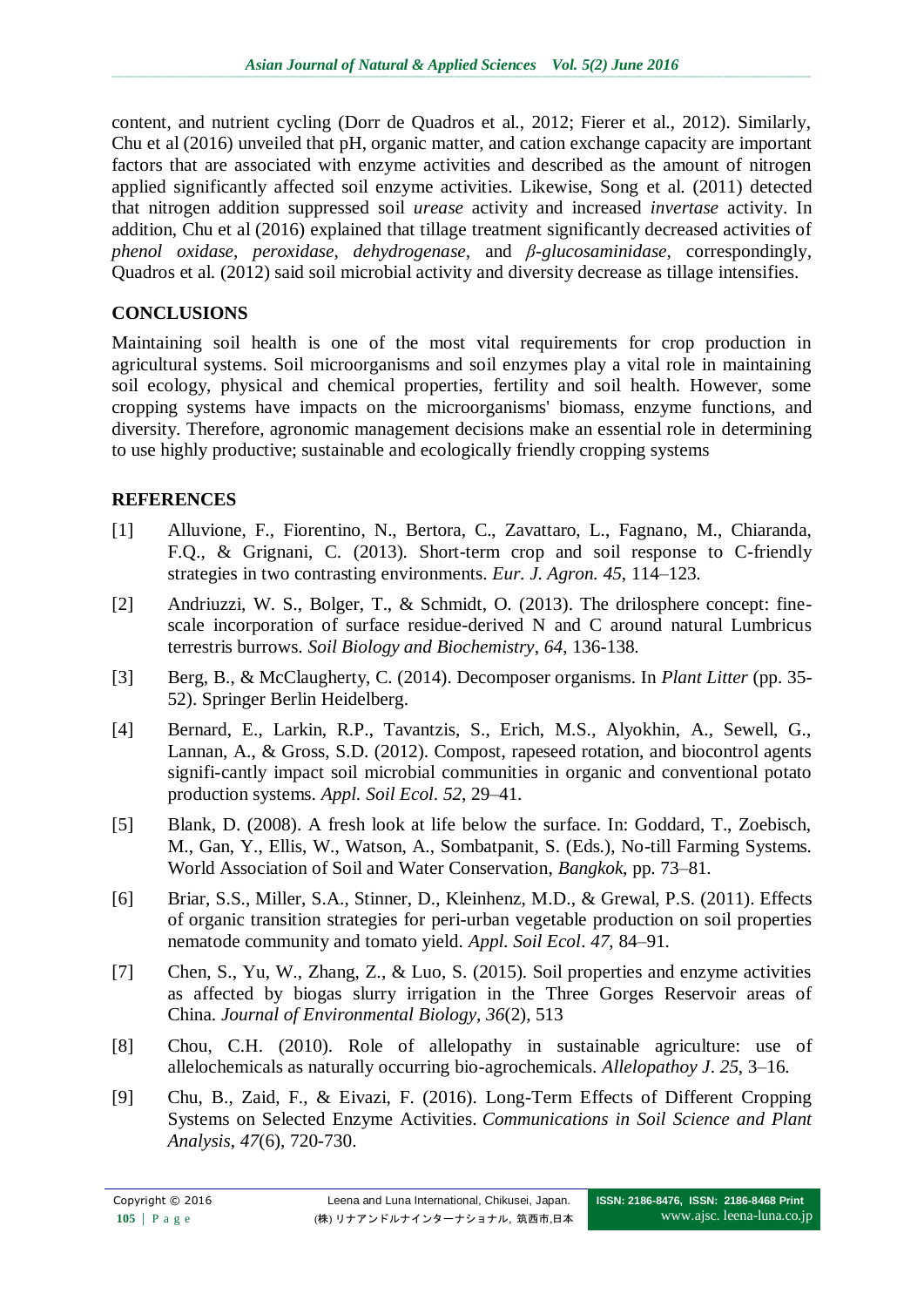content, and nutrient cycling (Dorr de Quadros et al., 2012; Fierer et al., 2012). Similarly, Chu et al (2016) unveiled that pH, organic matter, and cation exchange capacity are important factors that are associated with enzyme activities and described as the amount of nitrogen applied significantly affected soil enzyme activities. Likewise, Song et al. (2011) detected that nitrogen addition suppressed soil *urease* activity and increased *invertase* activity. In addition, Chu et al (2016) explained that tillage treatment significantly decreased activities of *phenol oxidase*, *peroxidase*, *dehydrogenase*, and *β-glucosaminidase*, correspondingly, Quadros et al. (2012) said soil microbial activity and diversity decrease as tillage intensifies.

## CONCLUSIONS

Maintaining soil health is one of the most vital requirements for crop production in agricultural systems. Soil microorganisms and soil enzymes play a vital role in maintaining soil ecology, physical and chemical properties, fertility and soil health. However, some cropping systems have impacts on the microorganisms' biomass, enzyme functions, and diversity. Therefore, agronomic management decisions make an essential role in determining to use highly productive; sustainable and ecologically friendly cropping systems

## REFERENCES

[1] Alluvione, F., Fiorentino, N., Bertora, C., Zavattaro, L., Fagnano, M., Chiaranda, F.Q., & Grignani, C. (2013). Short-term crop and soil response to C-friendly strategies in two contrasting environments. *Eur. J. Agron. 45*, 114–123.

[2] Andriuzzi, W. S., Bolger, T., & Schmidt, O. (2013). The drilosphere concept: fine-scale incorporation of surface residue-derived N and C around natural Lumbricus terrestris burrows. *Soil Biology and Biochemistry*, *64*, 136-138.

[3] Berg, B., & McClaugherty, C. (2014). Decomposer organisms. In *Plant Litter* (pp. 35-52). Springer Berlin Heidelberg.

[4] Bernard, E., Larkin, R.P., Tavantzis, S., Erich, M.S., Alyokhin, A., Sewell, G., Lannan, A., & Gross, S.D. (2012). Compost, rapeseed rotation, and biocontrol agents signifi-cantly impact soil microbial communities in organic and conventional potato production systems. *Appl. Soil Ecol. 52*, 29–41.

[5] Blank, D. (2008). A fresh look at life below the surface. In: Goddard, T., Zoebisch, M., Gan, Y., Ellis, W., Watson, A., Sombatpanit, S. (Eds.), No-till Farming Systems. World Association of Soil and Water Conservation, *Bangkok*, pp. 73–81.

[6] Briar, S.S., Miller, S.A., Stinner, D., Kleinhenz, M.D., & Grewal, P.S. (2011). Effects of organic transition strategies for peri-urban vegetable production on soil properties nematode community and tomato yield. *Appl. Soil Ecol*. *47*, 84–91.

[7] Chen, S., Yu, W., Zhang, Z., & Luo, S. (2015). Soil properties and enzyme activities as affected by biogas slurry irrigation in the Three Gorges Reservoir areas of China. *Journal of Environmental Biology*, *36*(2), 513

[8] Chou, C.H. (2010). Role of allelopathy in sustainable agriculture: use of allelochemicals as naturally occurring bio-agrochemicals. *Allelopathoy J*. *25*, 3–16.

[9] Chu, B., Zaid, F., & Eivazi, F. (2016). Long-Term Effects of Different Cropping Systems on Selected Enzyme Activities. *Communications in Soil Science and Plant Analysis*, *47*(6), 720-730.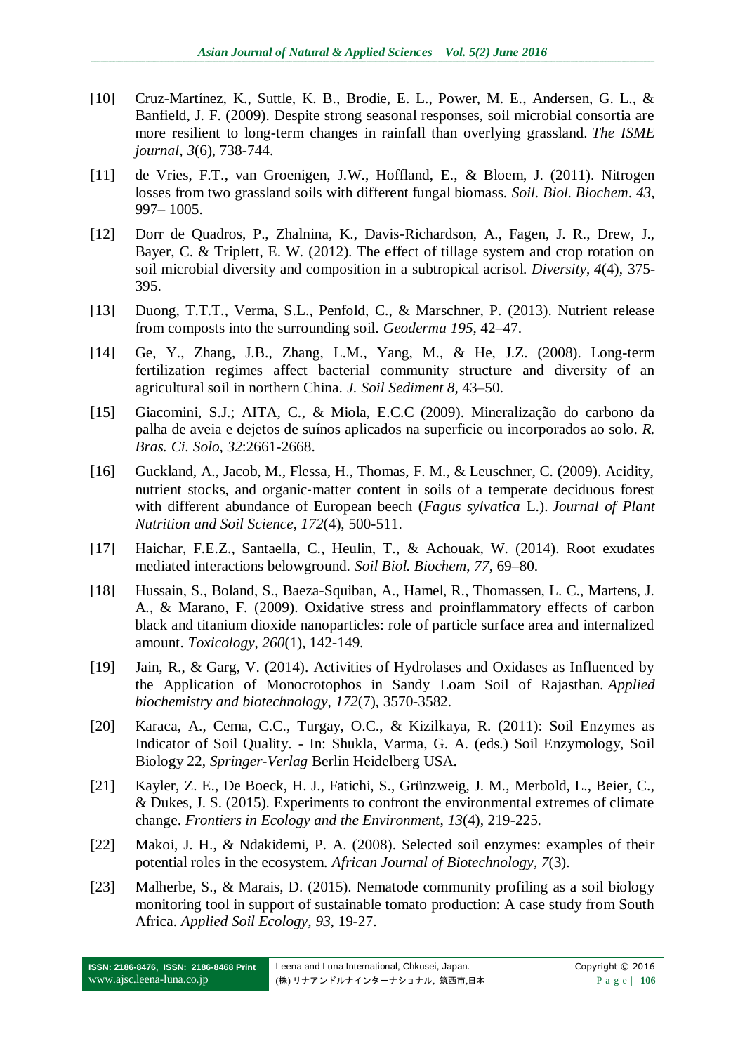[10] Cruz-Martínez, K., Suttle, K. B., Brodie, E. L., Power, M. E., Andersen, G. L., & Banfield, J. F. (2009). Despite strong seasonal responses, soil microbial consortia are more resilient to long-term changes in rainfall than overlying grassland. *The ISME journal*, *3*(6), 738-744.

[11] de Vries, F.T., van Groenigen, J.W., Hoffland, E., & Bloem, J. (2011). Nitrogen losses from two grassland soils with different fungal biomass. *Soil. Biol. Biochem*. *43*, 997– 1005.

[12] Dorr de Quadros, P., Zhalnina, K., Davis-Richardson, A., Fagen, J. R., Drew, J., Bayer, C. & Triplett, E. W. (2012). The effect of tillage system and crop rotation on soil microbial diversity and composition in a subtropical acrisol. *Diversity*, *4*(4), 375-395.

[13] Duong, T.T.T., Verma, S.L., Penfold, C., & Marschner, P. (2013). Nutrient release from composts into the surrounding soil. *Geoderma 195*, 42–47.

[14] Ge, Y., Zhang, J.B., Zhang, L.M., Yang, M., & He, J.Z. (2008). Long-term fertilization regimes affect bacterial community structure and diversity of an agricultural soil in northern China. *J. Soil Sediment 8*, 43–50.

[15] Giacomini, S.J.; AITA, C., & Miola, E.C.C (2009). Mineralização do carbono da palha de aveia e dejetos de suínos aplicados na superficie ou incorporados ao solo. *R. Bras. Ci. Solo*, *32*:2661-2668.

[16] Guckland, A., Jacob, M., Flessa, H., Thomas, F. M., & Leuschner, C. (2009). Acidity, nutrient stocks, and organic‐matter content in soils of a temperate deciduous forest with different abundance of European beech (*Fagus sylvatica* L.). *Journal of Plant Nutrition and Soil Science*, *172*(4), 500-511.

[17] Haichar, F.E.Z., Santaella, C., Heulin, T., & Achouak, W. (2014). Root exudates mediated interactions belowground. *Soil Biol. Biochem*, *77*, 69–80.

[18] Hussain, S., Boland, S., Baeza-Squiban, A., Hamel, R., Thomassen, L. C., Martens, J. A., & Marano, F. (2009). Oxidative stress and proinflammatory effects of carbon black and titanium dioxide nanoparticles: role of particle surface area and internalized amount. *Toxicology*, *260*(1), 142-149.

[19] Jain, R., & Garg, V. (2014). Activities of Hydrolases and Oxidases as Influenced by the Application of Monocrotophos in Sandy Loam Soil of Rajasthan. *Applied biochemistry and biotechnology*, *172*(7), 3570-3582.

[20] Karaca, A., Cema, C.C., Turgay, O.C., & Kizilkaya, R. (2011): Soil Enzymes as Indicator of Soil Quality. - In: Shukla, Varma, G. A. (eds.) Soil Enzymology, Soil Biology 22, *Springer-Verlag* Berlin Heidelberg USA.

[21] Kayler, Z. E., De Boeck, H. J., Fatichi, S., Grünzweig, J. M., Merbold, L., Beier, C., & Dukes, J. S. (2015). Experiments to confront the environmental extremes of climate change. *Frontiers in Ecology and the Environment*, *13*(4), 219-225.

[22] Makoi, J. H., & Ndakidemi, P. A. (2008). Selected soil enzymes: examples of their potential roles in the ecosystem. *African Journal of Biotechnology*, *7*(3).

[23] Malherbe, S., & Marais, D. (2015). Nematode community profiling as a soil biology monitoring tool in support of sustainable tomato production: A case study from South Africa. *Applied Soil Ecology*, *93*, 19-27.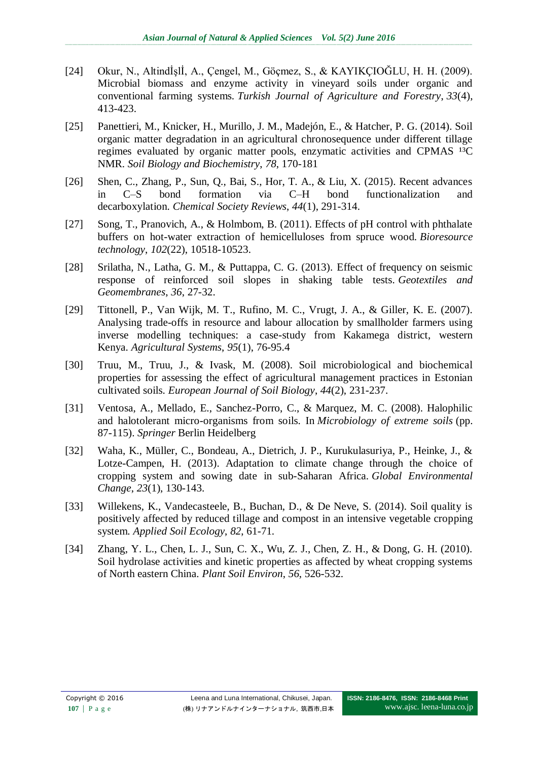[24] Okur, N., AltindİşlÍ, A., Çengel, M., Göçmez, S., & KAYIKÇIOĞLU, H. H. (2009). Microbial biomass and enzyme activity in vineyard soils under organic and conventional farming systems. *Turkish Journal of Agriculture and Forestry*, *33*(4), 413-423.

[25] Panettieri, M., Knicker, H., Murillo, J. M., Madejón, E., & Hatcher, P. G. (2014). Soil organic matter degradation in an agricultural chronosequence under different tillage regimes evaluated by organic matter pools, enzymatic activities and CPMAS $^{13}$C NMR. *Soil Biology and Biochemistry*, *78*, 170-181

[26] Shen, C., Zhang, P., Sun, Q., Bai, S., Hor, T. A., & Liu, X. (2015). Recent advances in C–S bond formation via C–H bond functionalization and decarboxylation. *Chemical Society Reviews*, *44*(1), 291-314.

[27] Song, T., Pranovich, A., & Holmbom, B. (2011). Effects of pH control with phthalate buffers on hot-water extraction of hemicelluloses from spruce wood. *Bioresource technology*, *102*(22), 10518-10523.

[28] Srilatha, N., Latha, G. M., & Puttappa, C. G. (2013). Effect of frequency on seismic response of reinforced soil slopes in shaking table tests. *Geotextiles and Geomembranes*, *36*, 27-32.

[29] Tittonell, P., Van Wijk, M. T., Rufino, M. C., Vrugt, J. A., & Giller, K. E. (2007). Analysing trade-offs in resource and labour allocation by smallholder farmers using inverse modelling techniques: a case-study from Kakamega district, western Kenya. *Agricultural Systems*, *95*(1), 76-95.4

[30] Truu, M., Truu, J., & Ivask, M. (2008). Soil microbiological and biochemical properties for assessing the effect of agricultural management practices in Estonian cultivated soils. *European Journal of Soil Biology*, *44*(2), 231-237.

[31] Ventosa, A., Mellado, E., Sanchez-Porro, C., & Marquez, M. C. (2008). Halophilic and halotolerant micro-organisms from soils. In *Microbiology of extreme soils* (pp. 87-115). *Springer* Berlin Heidelberg

[32] Waha, K., Müller, C., Bondeau, A., Dietrich, J. P., Kurukulasuriya, P., Heinke, J., & Lotze-Campen, H. (2013). Adaptation to climate change through the choice of cropping system and sowing date in sub-Saharan Africa. *Global Environmental Change*, *23*(1), 130-143.

[33] Willekens, K., Vandecasteele, B., Buchan, D., & De Neve, S. (2014). Soil quality is positively affected by reduced tillage and compost in an intensive vegetable cropping system. *Applied Soil Ecology*, *82*, 61-71.

[34] Zhang, Y. L., Chen, L. J., Sun, C. X., Wu, Z. J., Chen, Z. H., & Dong, G. H. (2010). Soil hydrolase activities and kinetic properties as affected by wheat cropping systems of North eastern China. *Plant Soil Environ*, *56*, 526-532.